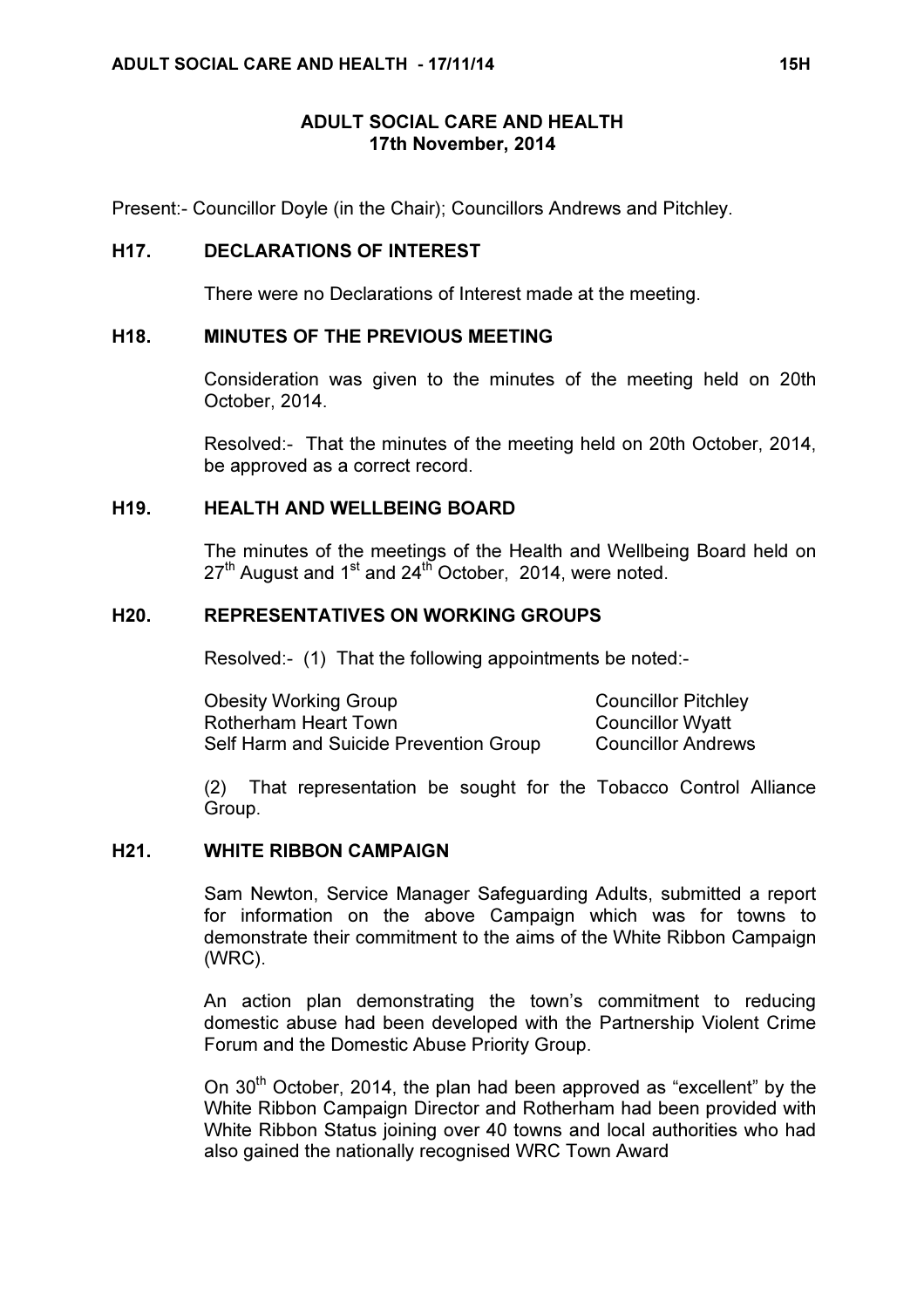# ADULT SOCIAL CARE AND HEALTH
## 17th November, 2014

Present:- Councillor Doyle (in the Chair); Councillors Andrews and Pitchley.

### H17. DECLARATIONS OF INTEREST

There were no Declarations of Interest made at the meeting.

### H18. MINUTES OF THE PREVIOUS MEETING

Consideration was given to the minutes of the meeting held on 20th October, 2014.

Resolved:- That the minutes of the meeting held on 20th October, 2014, be approved as a correct record.

### H19. HEALTH AND WELLBEING BOARD

The minutes of the meetings of the Health and Wellbeing Board held on 27th August and 1st and 24th October, 2014, were noted.

### H20. REPRESENTATIVES ON WORKING GROUPS

Resolved:- (1) That the following appointments be noted:-

| | |
|---|---|
| Obesity Working Group | Councillor Pitchley |
| Rotherham Heart Town | Councillor Wyatt |
| Self Harm and Suicide Prevention Group | Councillor Andrews |

(2) That representation be sought for the Tobacco Control Alliance Group.

### H21. WHITE RIBBON CAMPAIGN

Sam Newton, Service Manager Safeguarding Adults, submitted a report for information on the above Campaign which was for towns to demonstrate their commitment to the aims of the White Ribbon Campaign (WRC).

An action plan demonstrating the town's commitment to reducing domestic abuse had been developed with the Partnership Violent Crime Forum and the Domestic Abuse Priority Group.

On 30th October, 2014, the plan had been approved as "excellent" by the White Ribbon Campaign Director and Rotherham had been provided with White Ribbon Status joining over 40 towns and local authorities who had also gained the nationally recognised WRC Town Award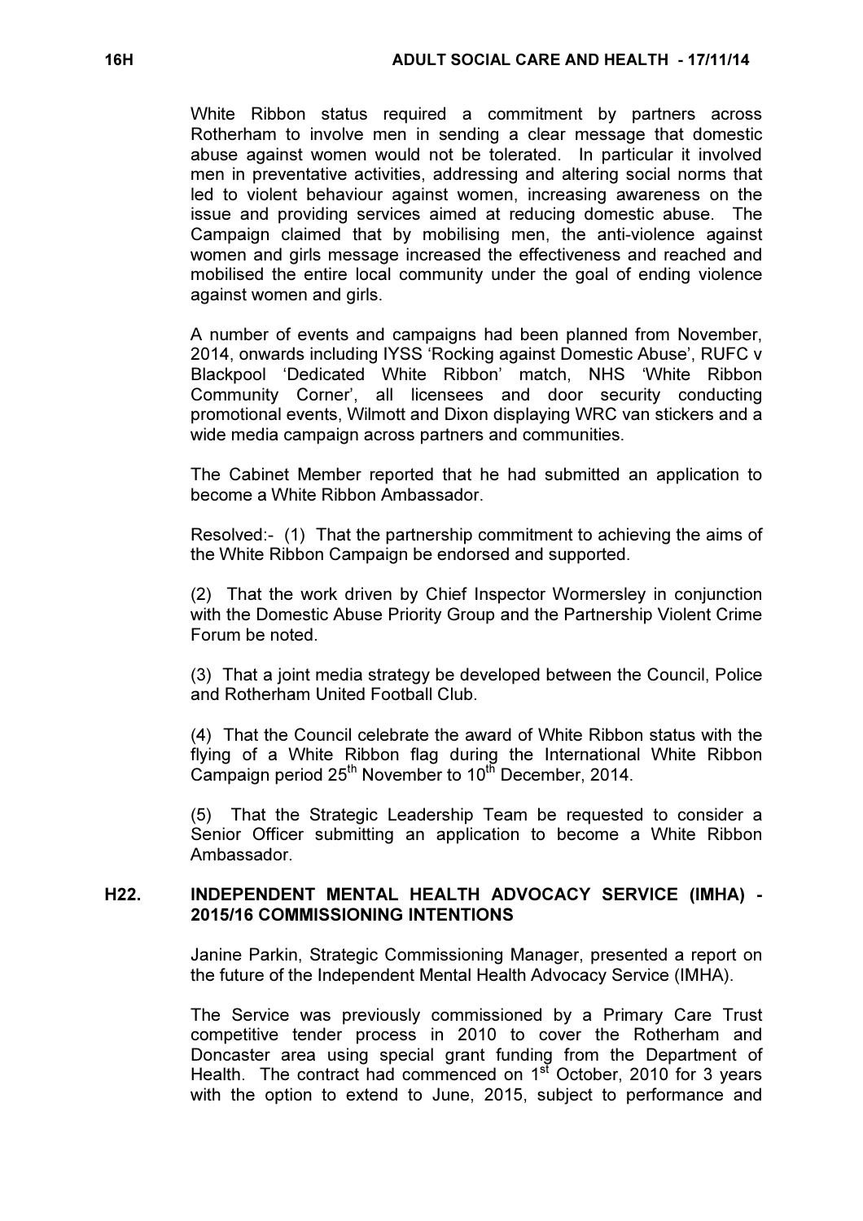White Ribbon status required a commitment by partners across Rotherham to involve men in sending a clear message that domestic abuse against women would not be tolerated. In particular it involved men in preventative activities, addressing and altering social norms that led to violent behaviour against women, increasing awareness on the issue and providing services aimed at reducing domestic abuse. The Campaign claimed that by mobilising men, the anti-violence against women and girls message increased the effectiveness and reached and mobilised the entire local community under the goal of ending violence against women and girls.

A number of events and campaigns had been planned from November, 2014, onwards including IYSS 'Rocking against Domestic Abuse', RUFC v Blackpool 'Dedicated White Ribbon' match, NHS 'White Ribbon Community Corner', all licensees and door security conducting promotional events, Wilmott and Dixon displaying WRC van stickers and a wide media campaign across partners and communities.

The Cabinet Member reported that he had submitted an application to become a White Ribbon Ambassador.

Resolved:- (1) That the partnership commitment to achieving the aims of the White Ribbon Campaign be endorsed and supported.

(2) That the work driven by Chief Inspector Wormersley in conjunction with the Domestic Abuse Priority Group and the Partnership Violent Crime Forum be noted.

(3) That a joint media strategy be developed between the Council, Police and Rotherham United Football Club.

(4) That the Council celebrate the award of White Ribbon status with the flying of a White Ribbon flag during the International White Ribbon Campaign period 25th November to 10th December, 2014.

(5) That the Strategic Leadership Team be requested to consider a Senior Officer submitting an application to become a White Ribbon Ambassador.

## H22. INDEPENDENT MENTAL HEALTH ADVOCACY SERVICE (IMHA) - 2015/16 COMMISSIONING INTENTIONS

Janine Parkin, Strategic Commissioning Manager, presented a report on the future of the Independent Mental Health Advocacy Service (IMHA).

The Service was previously commissioned by a Primary Care Trust competitive tender process in 2010 to cover the Rotherham and Doncaster area using special grant funding from the Department of Health. The contract had commenced on 1st October, 2010 for 3 years with the option to extend to June, 2015, subject to performance and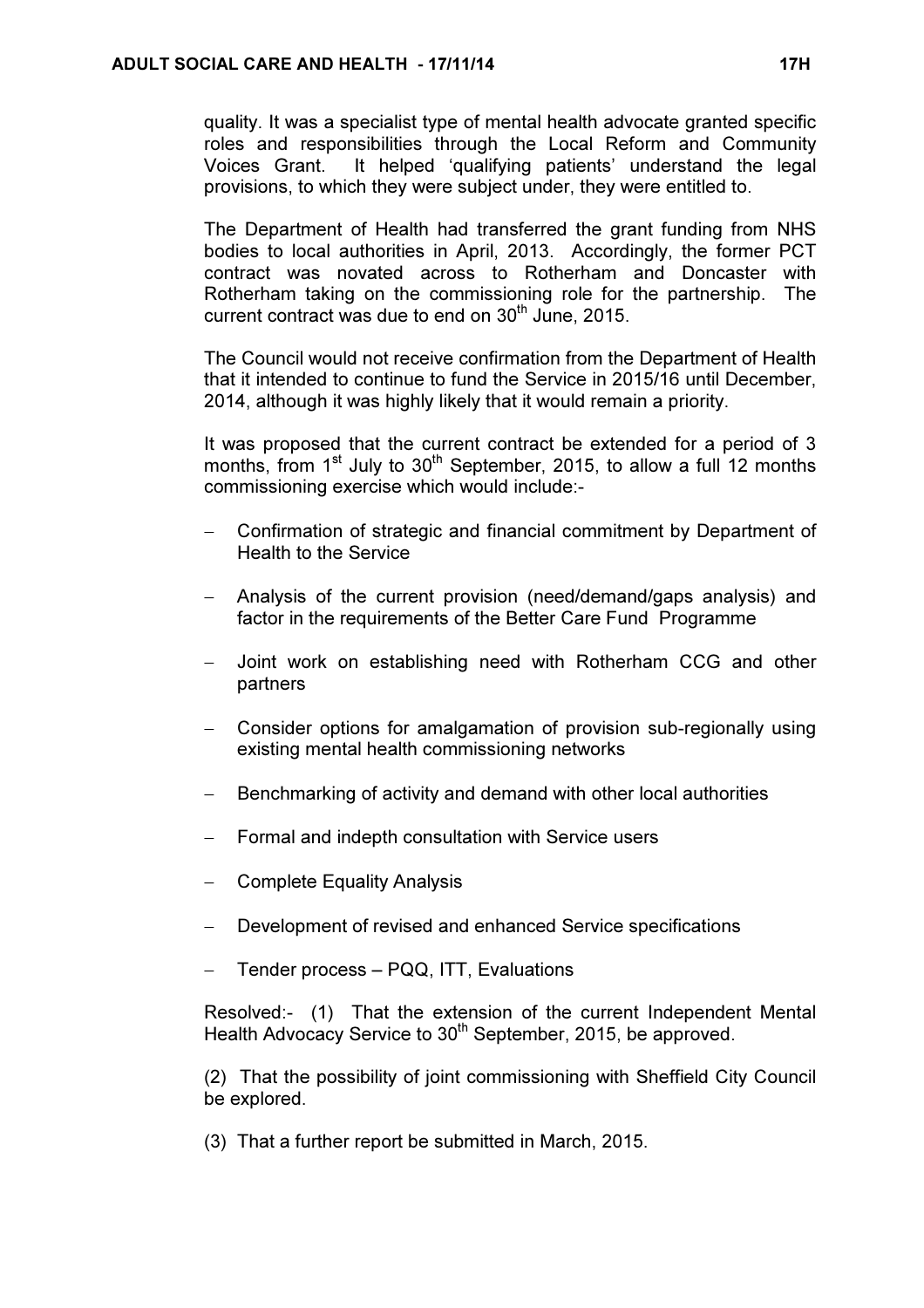quality. It was a specialist type of mental health advocate granted specific roles and responsibilities through the Local Reform and Community Voices Grant. It helped 'qualifying patients' understand the legal provisions, to which they were subject under, they were entitled to.

The Department of Health had transferred the grant funding from NHS bodies to local authorities in April, 2013. Accordingly, the former PCT contract was novated across to Rotherham and Doncaster with Rotherham taking on the commissioning role for the partnership. The current contract was due to end on 30th June, 2015.

The Council would not receive confirmation from the Department of Health that it intended to continue to fund the Service in 2015/16 until December, 2014, although it was highly likely that it would remain a priority.

It was proposed that the current contract be extended for a period of 3 months, from 1st July to 30th September, 2015, to allow a full 12 months commissioning exercise which would include:-

- Confirmation of strategic and financial commitment by Department of Health to the Service
- Analysis of the current provision (need/demand/gaps analysis) and factor in the requirements of the Better Care Fund Programme
- Joint work on establishing need with Rotherham CCG and other partners
- Consider options for amalgamation of provision sub-regionally using existing mental health commissioning networks
- Benchmarking of activity and demand with other local authorities
- Formal and indepth consultation with Service users
- Complete Equality Analysis
- Development of revised and enhanced Service specifications
- Tender process – PQQ, ITT, Evaluations

Resolved:- (1) That the extension of the current Independent Mental Health Advocacy Service to 30th September, 2015, be approved.

(2) That the possibility of joint commissioning with Sheffield City Council be explored.

(3) That a further report be submitted in March, 2015.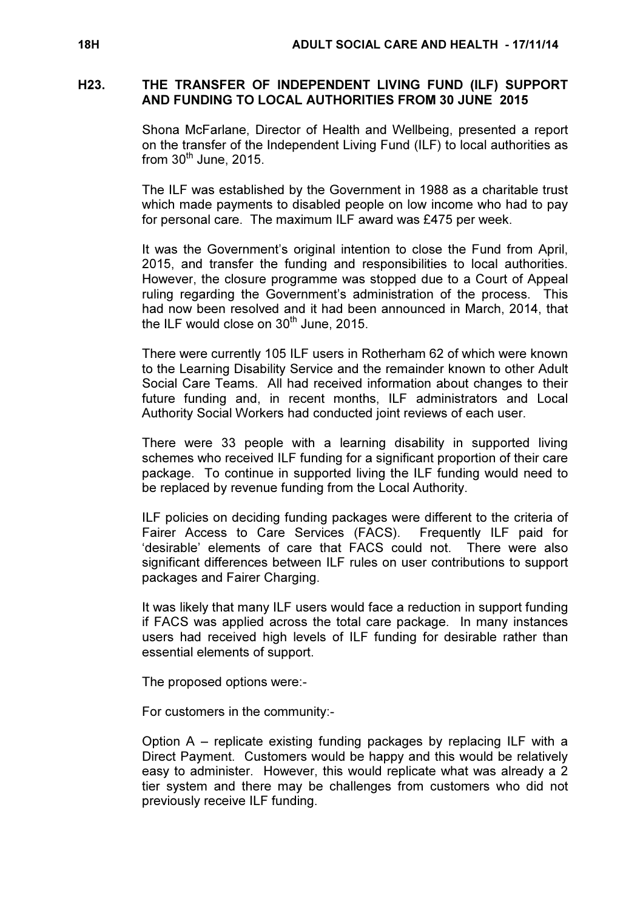## H23. THE TRANSFER OF INDEPENDENT LIVING FUND (ILF) SUPPORT AND FUNDING TO LOCAL AUTHORITIES FROM 30 JUNE 2015

Shona McFarlane, Director of Health and Wellbeing, presented a report on the transfer of the Independent Living Fund (ILF) to local authorities as from 30th June, 2015.

The ILF was established by the Government in 1988 as a charitable trust which made payments to disabled people on low income who had to pay for personal care. The maximum ILF award was £475 per week.

It was the Government's original intention to close the Fund from April, 2015, and transfer the funding and responsibilities to local authorities. However, the closure programme was stopped due to a Court of Appeal ruling regarding the Government's administration of the process. This had now been resolved and it had been announced in March, 2014, that the ILF would close on 30th June, 2015.

There were currently 105 ILF users in Rotherham 62 of which were known to the Learning Disability Service and the remainder known to other Adult Social Care Teams. All had received information about changes to their future funding and, in recent months, ILF administrators and Local Authority Social Workers had conducted joint reviews of each user.

There were 33 people with a learning disability in supported living schemes who received ILF funding for a significant proportion of their care package. To continue in supported living the ILF funding would need to be replaced by revenue funding from the Local Authority.

ILF policies on deciding funding packages were different to the criteria of Fairer Access to Care Services (FACS). Frequently ILF paid for 'desirable' elements of care that FACS could not. There were also significant differences between ILF rules on user contributions to support packages and Fairer Charging.

It was likely that many ILF users would face a reduction in support funding if FACS was applied across the total care package. In many instances users had received high levels of ILF funding for desirable rather than essential elements of support.

The proposed options were:-

For customers in the community:-

Option A – replicate existing funding packages by replacing ILF with a Direct Payment. Customers would be happy and this would be relatively easy to administer. However, this would replicate what was already a 2 tier system and there may be challenges from customers who did not previously receive ILF funding.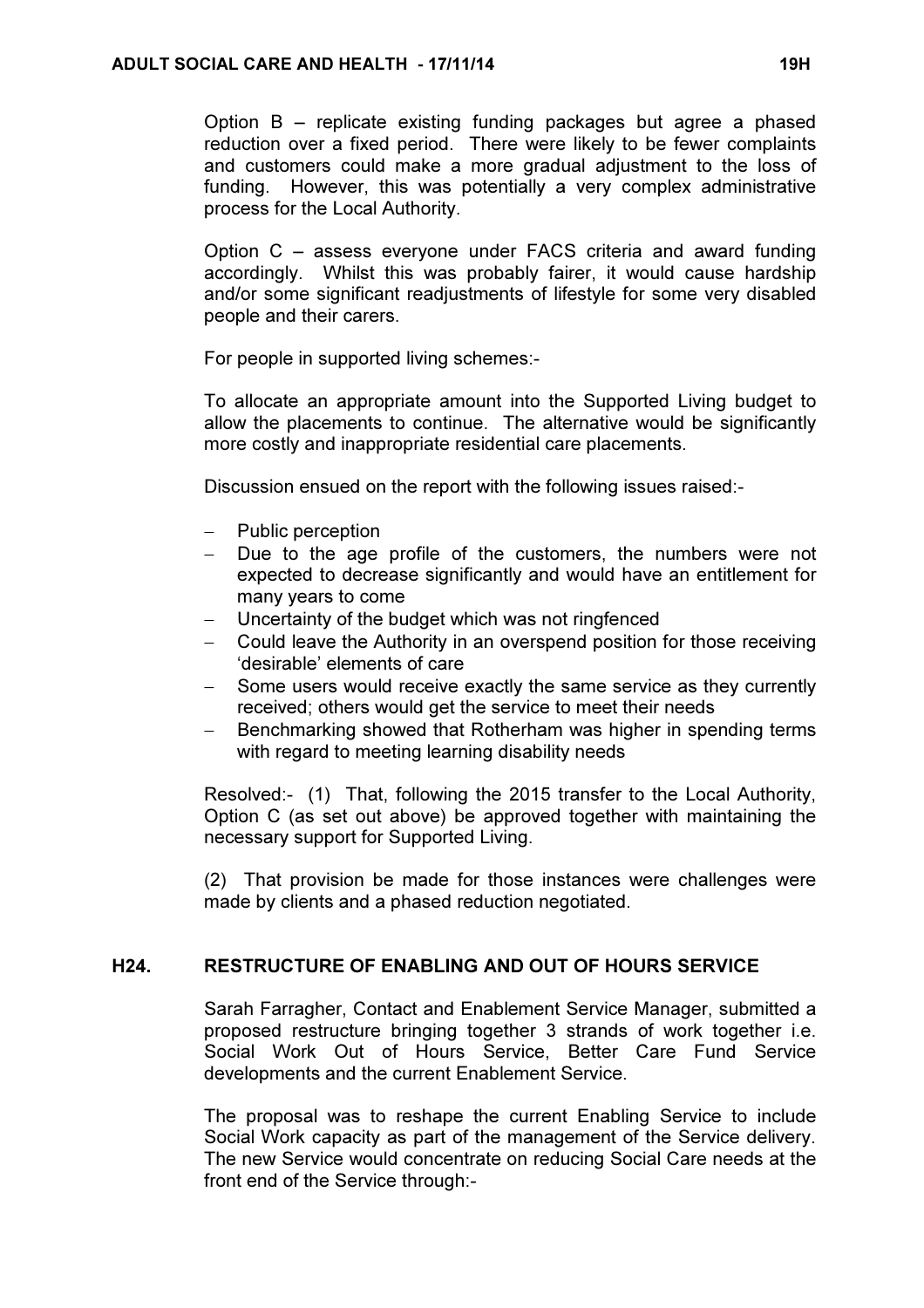Option B – replicate existing funding packages but agree a phased reduction over a fixed period. There were likely to be fewer complaints and customers could make a more gradual adjustment to the loss of funding. However, this was potentially a very complex administrative process for the Local Authority.

Option C – assess everyone under FACS criteria and award funding accordingly. Whilst this was probably fairer, it would cause hardship and/or some significant readjustments of lifestyle for some very disabled people and their carers.

For people in supported living schemes:-

To allocate an appropriate amount into the Supported Living budget to allow the placements to continue. The alternative would be significantly more costly and inappropriate residential care placements.

Discussion ensued on the report with the following issues raised:-

- Public perception
- Due to the age profile of the customers, the numbers were not expected to decrease significantly and would have an entitlement for many years to come
- Uncertainty of the budget which was not ringfenced
- Could leave the Authority in an overspend position for those receiving 'desirable' elements of care
- Some users would receive exactly the same service as they currently received; others would get the service to meet their needs
- Benchmarking showed that Rotherham was higher in spending terms with regard to meeting learning disability needs

Resolved:- (1) That, following the 2015 transfer to the Local Authority, Option C (as set out above) be approved together with maintaining the necessary support for Supported Living.

(2) That provision be made for those instances were challenges were made by clients and a phased reduction negotiated.

## H24. RESTRUCTURE OF ENABLING AND OUT OF HOURS SERVICE

Sarah Farragher, Contact and Enablement Service Manager, submitted a proposed restructure bringing together 3 strands of work together i.e. Social Work Out of Hours Service, Better Care Fund Service developments and the current Enablement Service.

The proposal was to reshape the current Enabling Service to include Social Work capacity as part of the management of the Service delivery. The new Service would concentrate on reducing Social Care needs at the front end of the Service through:-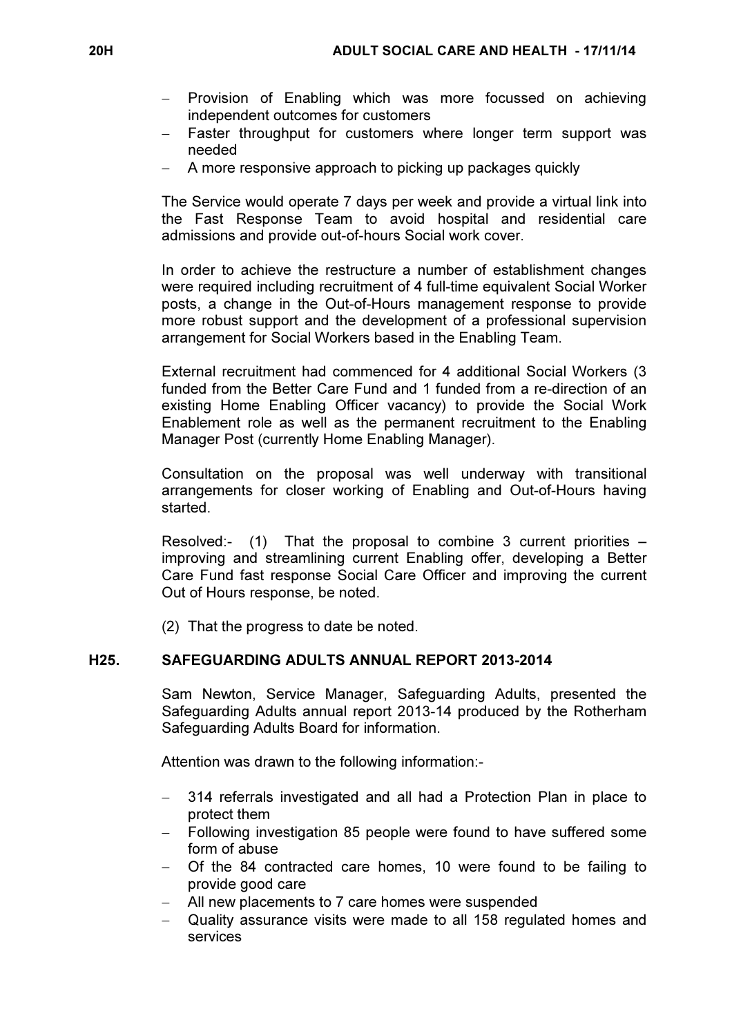- Provision of Enabling which was more focussed on achieving independent outcomes for customers
- Faster throughput for customers where longer term support was needed
- A more responsive approach to picking up packages quickly

The Service would operate 7 days per week and provide a virtual link into the Fast Response Team to avoid hospital and residential care admissions and provide out-of-hours Social work cover.

In order to achieve the restructure a number of establishment changes were required including recruitment of 4 full-time equivalent Social Worker posts, a change in the Out-of-Hours management response to provide more robust support and the development of a professional supervision arrangement for Social Workers based in the Enabling Team.

External recruitment had commenced for 4 additional Social Workers (3 funded from the Better Care Fund and 1 funded from a re-direction of an existing Home Enabling Officer vacancy) to provide the Social Work Enablement role as well as the permanent recruitment to the Enabling Manager Post (currently Home Enabling Manager).

Consultation on the proposal was well underway with transitional arrangements for closer working of Enabling and Out-of-Hours having started.

Resolved:- (1) That the proposal to combine 3 current priorities – improving and streamlining current Enabling offer, developing a Better Care Fund fast response Social Care Officer and improving the current Out of Hours response, be noted.

(2) That the progress to date be noted.

## H25. SAFEGUARDING ADULTS ANNUAL REPORT 2013-2014

Sam Newton, Service Manager, Safeguarding Adults, presented the Safeguarding Adults annual report 2013-14 produced by the Rotherham Safeguarding Adults Board for information.

Attention was drawn to the following information:-

- 314 referrals investigated and all had a Protection Plan in place to protect them
- Following investigation 85 people were found to have suffered some form of abuse
- Of the 84 contracted care homes, 10 were found to be failing to provide good care
- All new placements to 7 care homes were suspended
- Quality assurance visits were made to all 158 regulated homes and services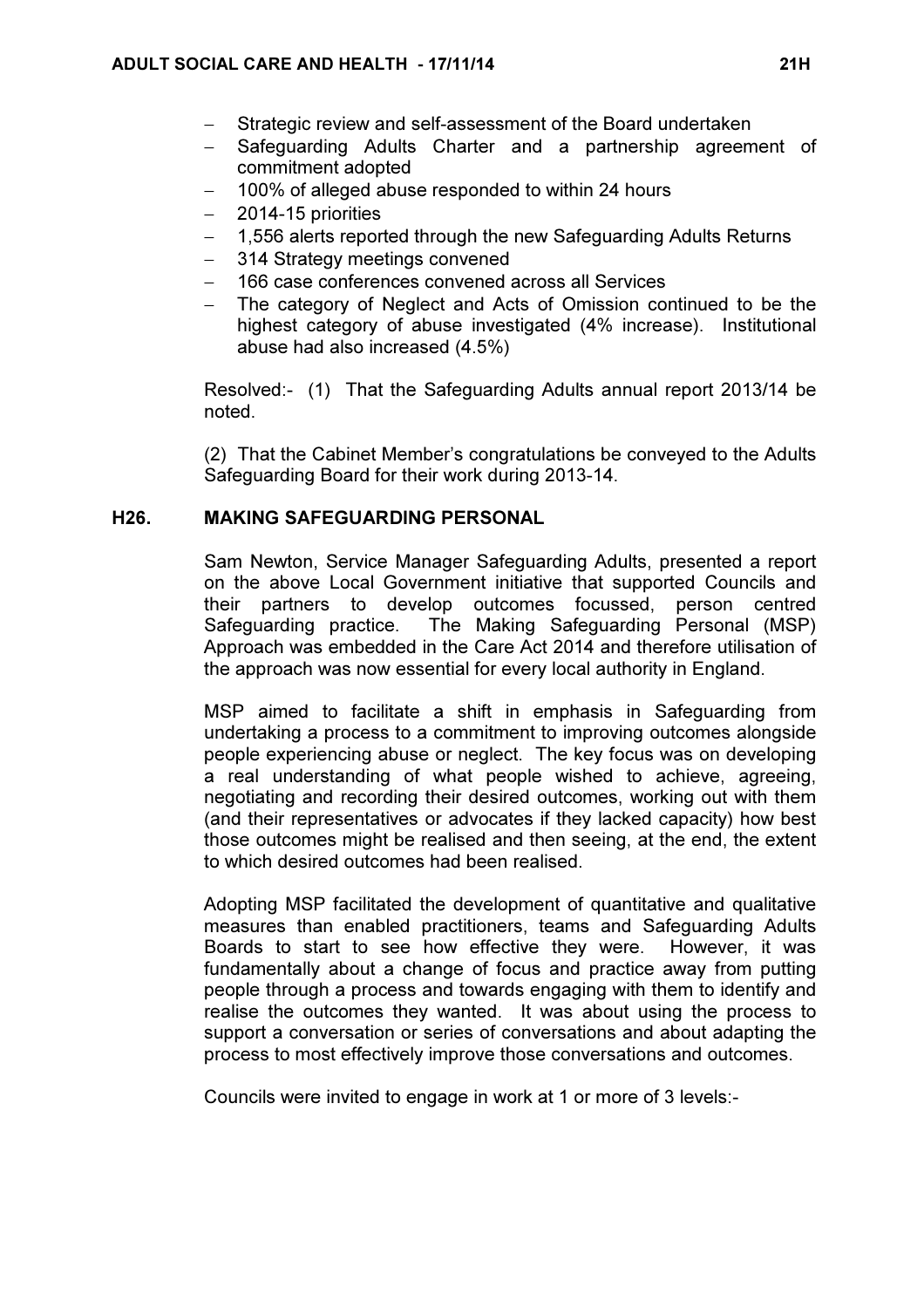- Strategic review and self-assessment of the Board undertaken
- Safeguarding Adults Charter and a partnership agreement of commitment adopted
- 100% of alleged abuse responded to within 24 hours
- 2014-15 priorities
- 1,556 alerts reported through the new Safeguarding Adults Returns
- 314 Strategy meetings convened
- 166 case conferences convened across all Services
- The category of Neglect and Acts of Omission continued to be the highest category of abuse investigated (4% increase). Institutional abuse had also increased (4.5%)

Resolved:- (1) That the Safeguarding Adults annual report 2013/14 be noted.

(2) That the Cabinet Member's congratulations be conveyed to the Adults Safeguarding Board for their work during 2013-14.

## H26. MAKING SAFEGUARDING PERSONAL

Sam Newton, Service Manager Safeguarding Adults, presented a report on the above Local Government initiative that supported Councils and their partners to develop outcomes focussed, person centred Safeguarding practice. The Making Safeguarding Personal (MSP) Approach was embedded in the Care Act 2014 and therefore utilisation of the approach was now essential for every local authority in England.

MSP aimed to facilitate a shift in emphasis in Safeguarding from undertaking a process to a commitment to improving outcomes alongside people experiencing abuse or neglect. The key focus was on developing a real understanding of what people wished to achieve, agreeing, negotiating and recording their desired outcomes, working out with them (and their representatives or advocates if they lacked capacity) how best those outcomes might be realised and then seeing, at the end, the extent to which desired outcomes had been realised.

Adopting MSP facilitated the development of quantitative and qualitative measures than enabled practitioners, teams and Safeguarding Adults Boards to start to see how effective they were. However, it was fundamentally about a change of focus and practice away from putting people through a process and towards engaging with them to identify and realise the outcomes they wanted. It was about using the process to support a conversation or series of conversations and about adapting the process to most effectively improve those conversations and outcomes.

Councils were invited to engage in work at 1 or more of 3 levels:-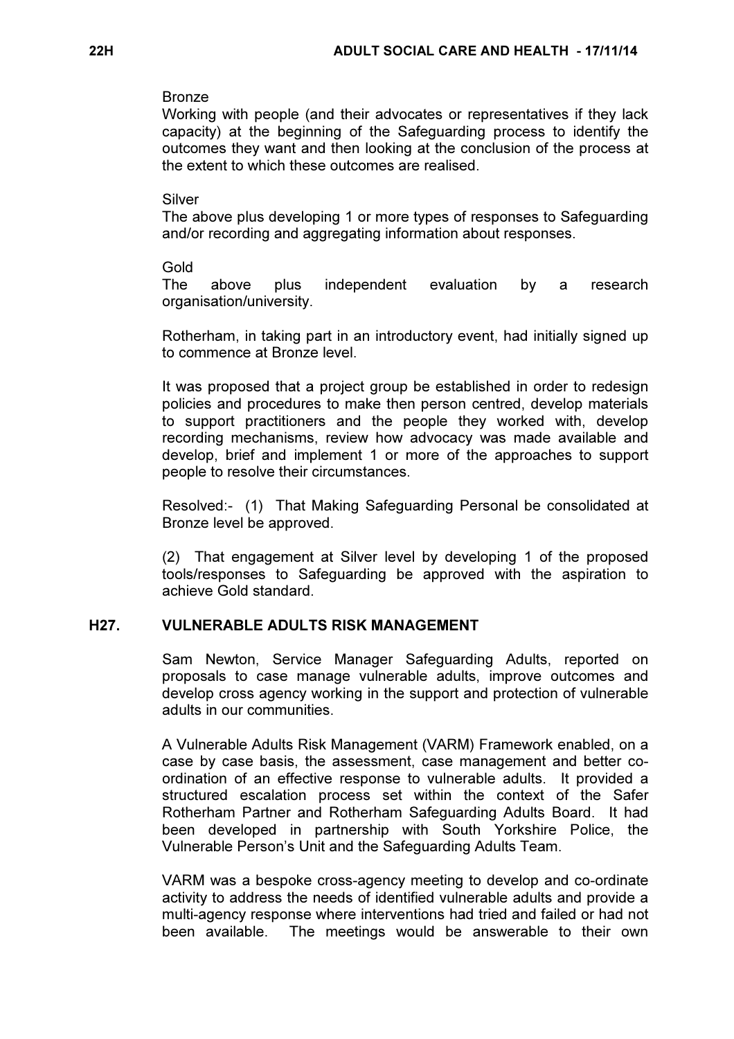Bronze
Working with people (and their advocates or representatives if they lack capacity) at the beginning of the Safeguarding process to identify the outcomes they want and then looking at the conclusion of the process at the extent to which these outcomes are realised.

Silver
The above plus developing 1 or more types of responses to Safeguarding and/or recording and aggregating information about responses.

Gold
The above plus independent evaluation by a research organisation/university.

Rotherham, in taking part in an introductory event, had initially signed up to commence at Bronze level.

It was proposed that a project group be established in order to redesign policies and procedures to make then person centred, develop materials to support practitioners and the people they worked with, develop recording mechanisms, review how advocacy was made available and develop, brief and implement 1 or more of the approaches to support people to resolve their circumstances.

Resolved:- (1) That Making Safeguarding Personal be consolidated at Bronze level be approved.

(2) That engagement at Silver level by developing 1 of the proposed tools/responses to Safeguarding be approved with the aspiration to achieve Gold standard.

## H27. VULNERABLE ADULTS RISK MANAGEMENT

Sam Newton, Service Manager Safeguarding Adults, reported on proposals to case manage vulnerable adults, improve outcomes and develop cross agency working in the support and protection of vulnerable adults in our communities.

A Vulnerable Adults Risk Management (VARM) Framework enabled, on a case by case basis, the assessment, case management and better co-ordination of an effective response to vulnerable adults. It provided a structured escalation process set within the context of the Safer Rotherham Partner and Rotherham Safeguarding Adults Board. It had been developed in partnership with South Yorkshire Police, the Vulnerable Person's Unit and the Safeguarding Adults Team.

VARM was a bespoke cross-agency meeting to develop and co-ordinate activity to address the needs of identified vulnerable adults and provide a multi-agency response where interventions had tried and failed or had not been available. The meetings would be answerable to their own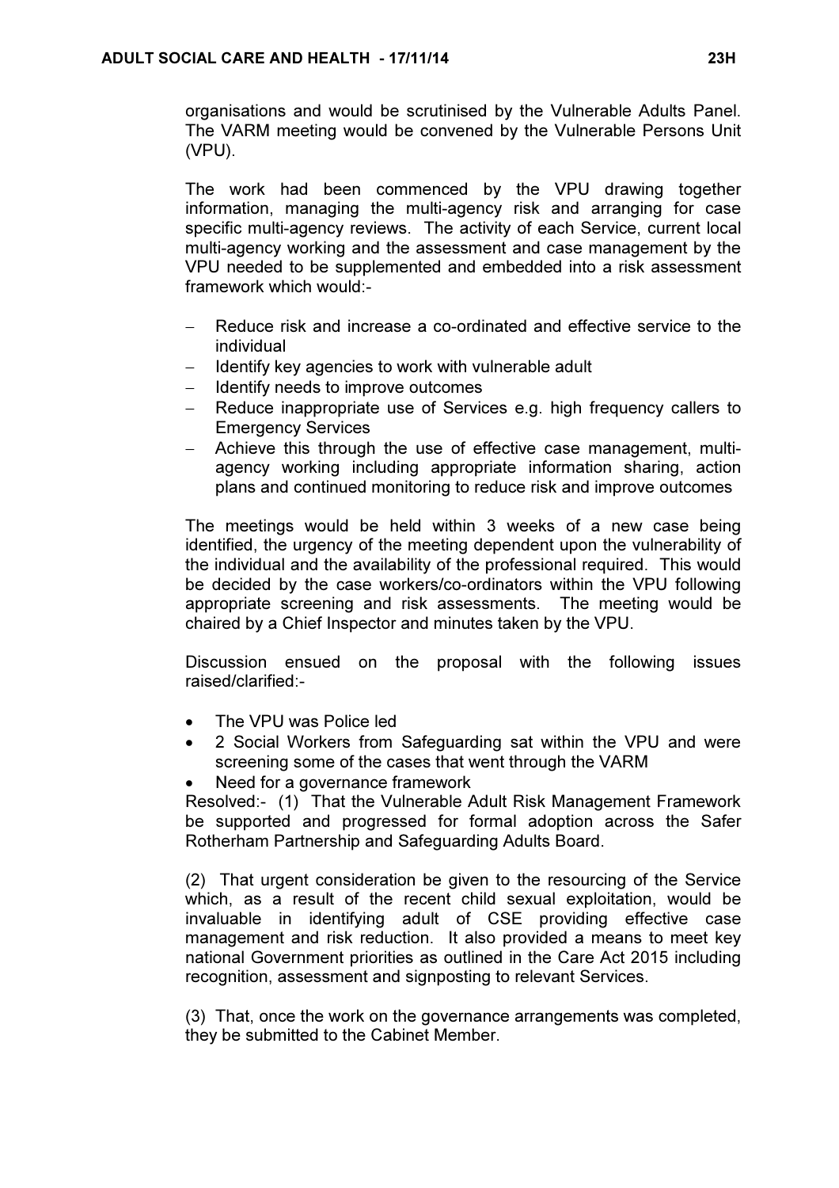organisations and would be scrutinised by the Vulnerable Adults Panel. The VARM meeting would be convened by the Vulnerable Persons Unit (VPU).

The work had been commenced by the VPU drawing together information, managing the multi-agency risk and arranging for case specific multi-agency reviews. The activity of each Service, current local multi-agency working and the assessment and case management by the VPU needed to be supplemented and embedded into a risk assessment framework which would:-

- Reduce risk and increase a co-ordinated and effective service to the individual
- Identify key agencies to work with vulnerable adult
- Identify needs to improve outcomes
- Reduce inappropriate use of Services e.g. high frequency callers to Emergency Services
- Achieve this through the use of effective case management, multi-agency working including appropriate information sharing, action plans and continued monitoring to reduce risk and improve outcomes

The meetings would be held within 3 weeks of a new case being identified, the urgency of the meeting dependent upon the vulnerability of the individual and the availability of the professional required. This would be decided by the case workers/co-ordinators within the VPU following appropriate screening and risk assessments. The meeting would be chaired by a Chief Inspector and minutes taken by the VPU.

Discussion ensued on the proposal with the following issues raised/clarified:-

- The VPU was Police led
- 2 Social Workers from Safeguarding sat within the VPU and were screening some of the cases that went through the VARM
- Need for a governance framework

Resolved:- (1) That the Vulnerable Adult Risk Management Framework be supported and progressed for formal adoption across the Safer Rotherham Partnership and Safeguarding Adults Board.

(2) That urgent consideration be given to the resourcing of the Service which, as a result of the recent child sexual exploitation, would be invaluable in identifying adult of CSE providing effective case management and risk reduction. It also provided a means to meet key national Government priorities as outlined in the Care Act 2015 including recognition, assessment and signposting to relevant Services.

(3) That, once the work on the governance arrangements was completed, they be submitted to the Cabinet Member.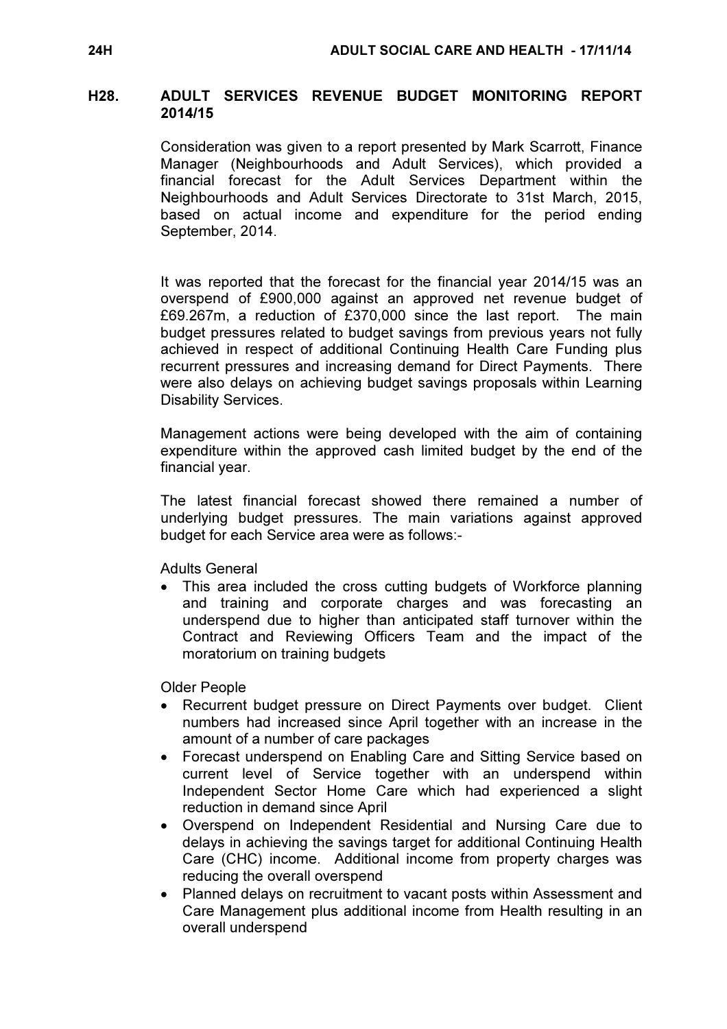## H28. ADULT SERVICES REVENUE BUDGET MONITORING REPORT 2014/15

Consideration was given to a report presented by Mark Scarrott, Finance Manager (Neighbourhoods and Adult Services), which provided a financial forecast for the Adult Services Department within the Neighbourhoods and Adult Services Directorate to 31st March, 2015, based on actual income and expenditure for the period ending September, 2014.

It was reported that the forecast for the financial year 2014/15 was an overspend of £900,000 against an approved net revenue budget of £69.267m, a reduction of £370,000 since the last report. The main budget pressures related to budget savings from previous years not fully achieved in respect of additional Continuing Health Care Funding plus recurrent pressures and increasing demand for Direct Payments. There were also delays on achieving budget savings proposals within Learning Disability Services.

Management actions were being developed with the aim of containing expenditure within the approved cash limited budget by the end of the financial year.

The latest financial forecast showed there remained a number of underlying budget pressures. The main variations against approved budget for each Service area were as follows:-

Adults General

- This area included the cross cutting budgets of Workforce planning and training and corporate charges and was forecasting an underspend due to higher than anticipated staff turnover within the Contract and Reviewing Officers Team and the impact of the moratorium on training budgets

Older People

- Recurrent budget pressure on Direct Payments over budget. Client numbers had increased since April together with an increase in the amount of a number of care packages
- Forecast underspend on Enabling Care and Sitting Service based on current level of Service together with an underspend within Independent Sector Home Care which had experienced a slight reduction in demand since April
- Overspend on Independent Residential and Nursing Care due to delays in achieving the savings target for additional Continuing Health Care (CHC) income. Additional income from property charges was reducing the overall overspend
- Planned delays on recruitment to vacant posts within Assessment and Care Management plus additional income from Health resulting in an overall underspend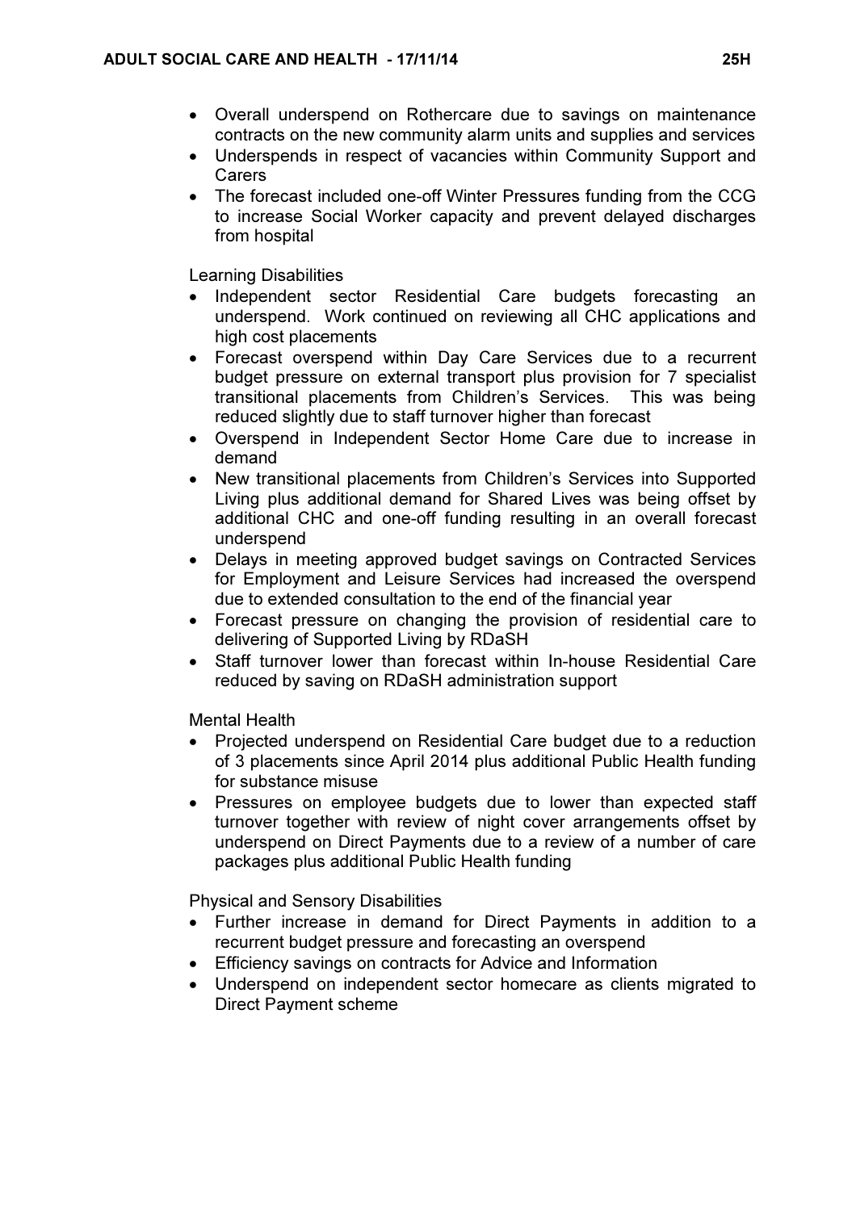- Overall underspend on Rothercare due to savings on maintenance contracts on the new community alarm units and supplies and services
- Underspends in respect of vacancies within Community Support and Carers
- The forecast included one-off Winter Pressures funding from the CCG to increase Social Worker capacity and prevent delayed discharges from hospital

Learning Disabilities

- Independent sector Residential Care budgets forecasting an underspend. Work continued on reviewing all CHC applications and high cost placements
- Forecast overspend within Day Care Services due to a recurrent budget pressure on external transport plus provision for 7 specialist transitional placements from Children's Services. This was being reduced slightly due to staff turnover higher than forecast
- Overspend in Independent Sector Home Care due to increase in demand
- New transitional placements from Children's Services into Supported Living plus additional demand for Shared Lives was being offset by additional CHC and one-off funding resulting in an overall forecast underspend
- Delays in meeting approved budget savings on Contracted Services for Employment and Leisure Services had increased the overspend due to extended consultation to the end of the financial year
- Forecast pressure on changing the provision of residential care to delivering of Supported Living by RDaSH
- Staff turnover lower than forecast within In-house Residential Care reduced by saving on RDaSH administration support

Mental Health

- Projected underspend on Residential Care budget due to a reduction of 3 placements since April 2014 plus additional Public Health funding for substance misuse
- Pressures on employee budgets due to lower than expected staff turnover together with review of night cover arrangements offset by underspend on Direct Payments due to a review of a number of care packages plus additional Public Health funding

Physical and Sensory Disabilities

- Further increase in demand for Direct Payments in addition to a recurrent budget pressure and forecasting an overspend
- Efficiency savings on contracts for Advice and Information
- Underspend on independent sector homecare as clients migrated to Direct Payment scheme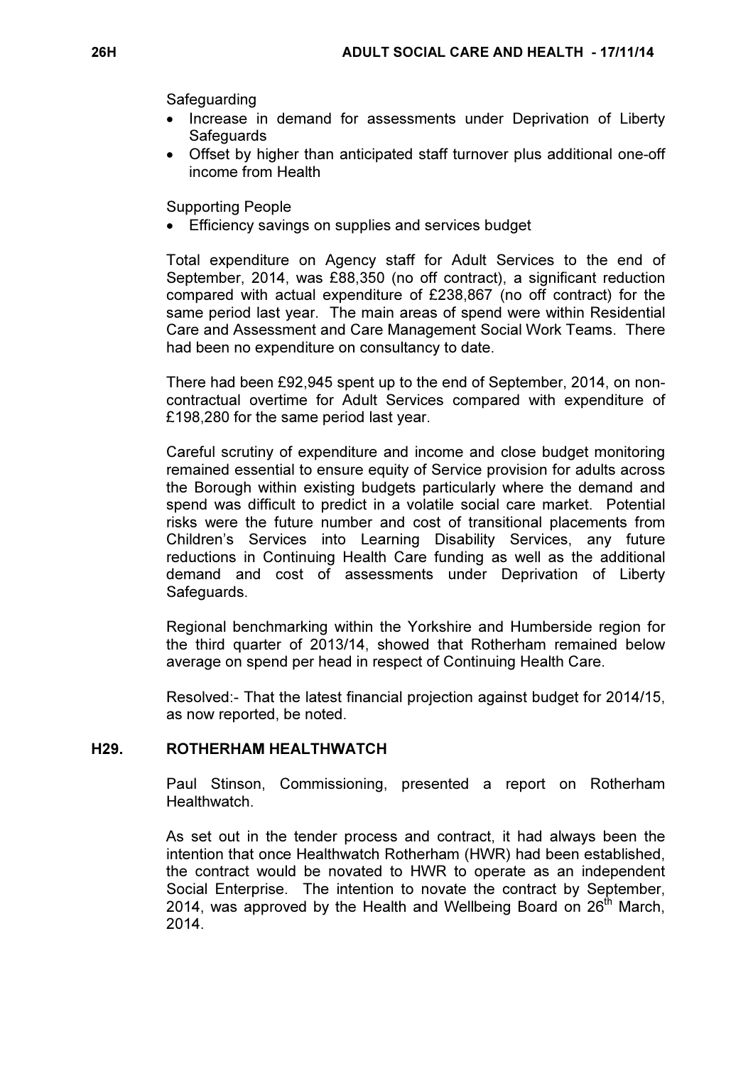Safeguarding

- Increase in demand for assessments under Deprivation of Liberty Safeguards
- Offset by higher than anticipated staff turnover plus additional one-off income from Health

Supporting People

- Efficiency savings on supplies and services budget

Total expenditure on Agency staff for Adult Services to the end of September, 2014, was £88,350 (no off contract), a significant reduction compared with actual expenditure of £238,867 (no off contract) for the same period last year. The main areas of spend were within Residential Care and Assessment and Care Management Social Work Teams. There had been no expenditure on consultancy to date.

There had been £92,945 spent up to the end of September, 2014, on non-contractual overtime for Adult Services compared with expenditure of £198,280 for the same period last year.

Careful scrutiny of expenditure and income and close budget monitoring remained essential to ensure equity of Service provision for adults across the Borough within existing budgets particularly where the demand and spend was difficult to predict in a volatile social care market. Potential risks were the future number and cost of transitional placements from Children's Services into Learning Disability Services, any future reductions in Continuing Health Care funding as well as the additional demand and cost of assessments under Deprivation of Liberty Safeguards.

Regional benchmarking within the Yorkshire and Humberside region for the third quarter of 2013/14, showed that Rotherham remained below average on spend per head in respect of Continuing Health Care.

Resolved:- That the latest financial projection against budget for 2014/15, as now reported, be noted.

## H29. ROTHERHAM HEALTHWATCH

Paul Stinson, Commissioning, presented a report on Rotherham Healthwatch.

As set out in the tender process and contract, it had always been the intention that once Healthwatch Rotherham (HWR) had been established, the contract would be novated to HWR to operate as an independent Social Enterprise. The intention to novate the contract by September, 2014, was approved by the Health and Wellbeing Board on 26th March, 2014.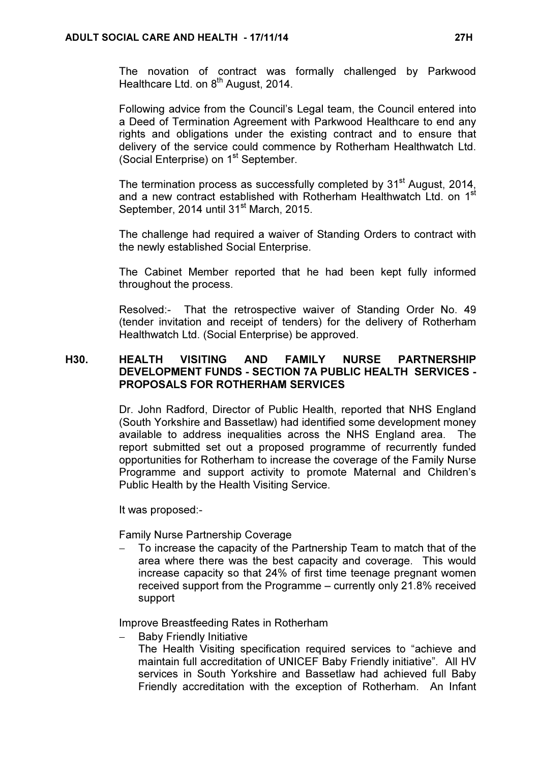The novation of contract was formally challenged by Parkwood Healthcare Ltd. on 8th August, 2014.

Following advice from the Council's Legal team, the Council entered into a Deed of Termination Agreement with Parkwood Healthcare to end any rights and obligations under the existing contract and to ensure that delivery of the service could commence by Rotherham Healthwatch Ltd. (Social Enterprise) on 1st September.

The termination process as successfully completed by 31st August, 2014, and a new contract established with Rotherham Healthwatch Ltd. on 1st September, 2014 until 31st March, 2015.

The challenge had required a waiver of Standing Orders to contract with the newly established Social Enterprise.

The Cabinet Member reported that he had been kept fully informed throughout the process.

Resolved:- That the retrospective waiver of Standing Order No. 49 (tender invitation and receipt of tenders) for the delivery of Rotherham Healthwatch Ltd. (Social Enterprise) be approved.

## H30. HEALTH VISITING AND FAMILY NURSE PARTNERSHIP DEVELOPMENT FUNDS - SECTION 7A PUBLIC HEALTH SERVICES - PROPOSALS FOR ROTHERHAM SERVICES

Dr. John Radford, Director of Public Health, reported that NHS England (South Yorkshire and Bassetlaw) had identified some development money available to address inequalities across the NHS England area. The report submitted set out a proposed programme of recurrently funded opportunities for Rotherham to increase the coverage of the Family Nurse Programme and support activity to promote Maternal and Children's Public Health by the Health Visiting Service.

It was proposed:-

Family Nurse Partnership Coverage

- To increase the capacity of the Partnership Team to match that of the area where there was the best capacity and coverage. This would increase capacity so that 24% of first time teenage pregnant women received support from the Programme – currently only 21.8% received support

Improve Breastfeeding Rates in Rotherham

- Baby Friendly Initiative
  The Health Visiting specification required services to "achieve and maintain full accreditation of UNICEF Baby Friendly initiative". All HV services in South Yorkshire and Bassetlaw had achieved full Baby Friendly accreditation with the exception of Rotherham. An Infant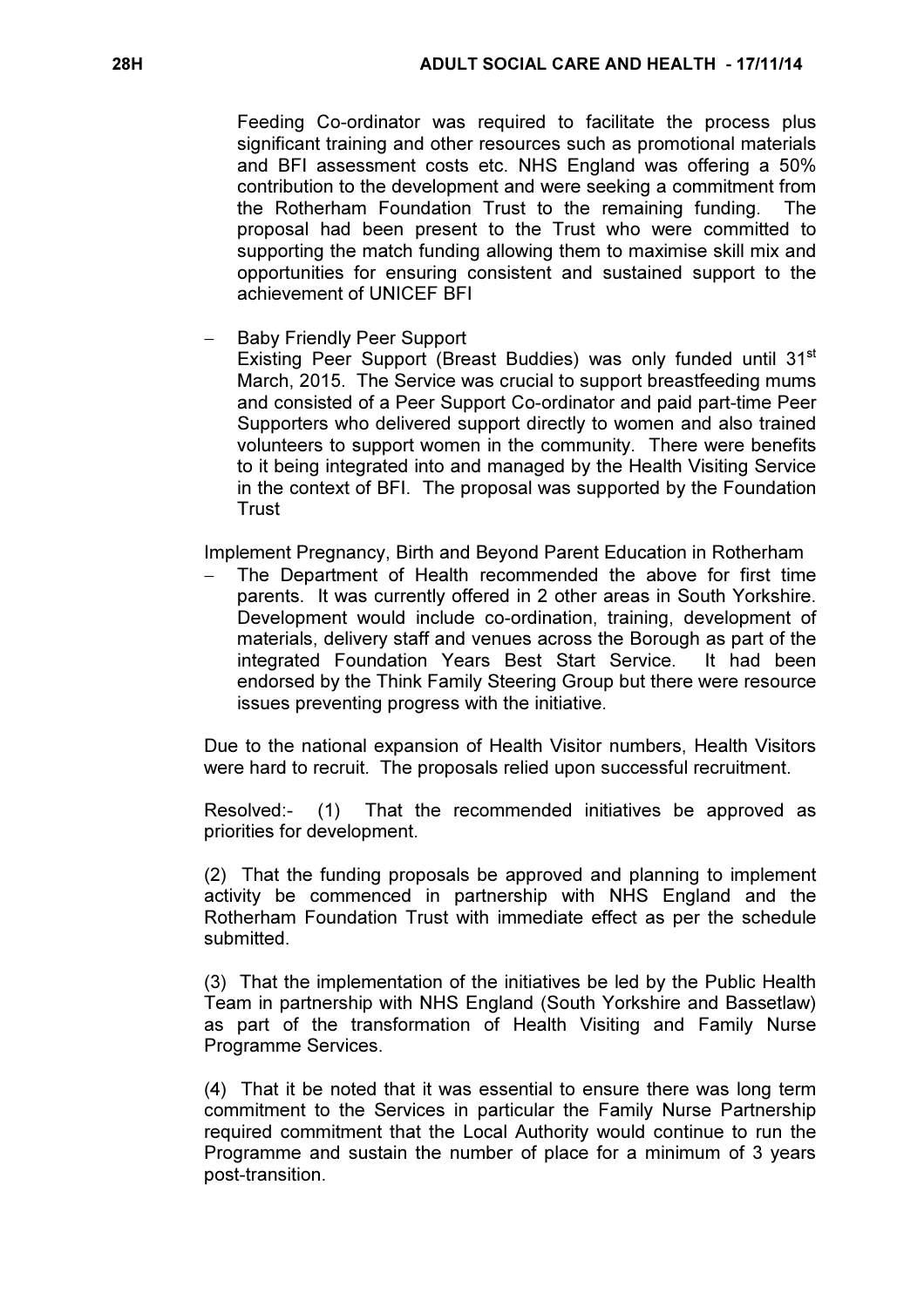Feeding Co-ordinator was required to facilitate the process plus significant training and other resources such as promotional materials and BFI assessment costs etc. NHS England was offering a 50% contribution to the development and were seeking a commitment from the Rotherham Foundation Trust to the remaining funding. The proposal had been present to the Trust who were committed to supporting the match funding allowing them to maximise skill mix and opportunities for ensuring consistent and sustained support to the achievement of UNICEF BFI

- Baby Friendly Peer Support
  Existing Peer Support (Breast Buddies) was only funded until 31st March, 2015. The Service was crucial to support breastfeeding mums and consisted of a Peer Support Co-ordinator and paid part-time Peer Supporters who delivered support directly to women and also trained volunteers to support women in the community. There were benefits to it being integrated into and managed by the Health Visiting Service in the context of BFI. The proposal was supported by the Foundation Trust

Implement Pregnancy, Birth and Beyond Parent Education in Rotherham

- The Department of Health recommended the above for first time parents. It was currently offered in 2 other areas in South Yorkshire. Development would include co-ordination, training, development of materials, delivery staff and venues across the Borough as part of the integrated Foundation Years Best Start Service. It had been endorsed by the Think Family Steering Group but there were resource issues preventing progress with the initiative.

Due to the national expansion of Health Visitor numbers, Health Visitors were hard to recruit. The proposals relied upon successful recruitment.

Resolved:- (1) That the recommended initiatives be approved as priorities for development.

(2) That the funding proposals be approved and planning to implement activity be commenced in partnership with NHS England and the Rotherham Foundation Trust with immediate effect as per the schedule submitted.

(3) That the implementation of the initiatives be led by the Public Health Team in partnership with NHS England (South Yorkshire and Bassetlaw) as part of the transformation of Health Visiting and Family Nurse Programme Services.

(4) That it be noted that it was essential to ensure there was long term commitment to the Services in particular the Family Nurse Partnership required commitment that the Local Authority would continue to run the Programme and sustain the number of place for a minimum of 3 years post-transition.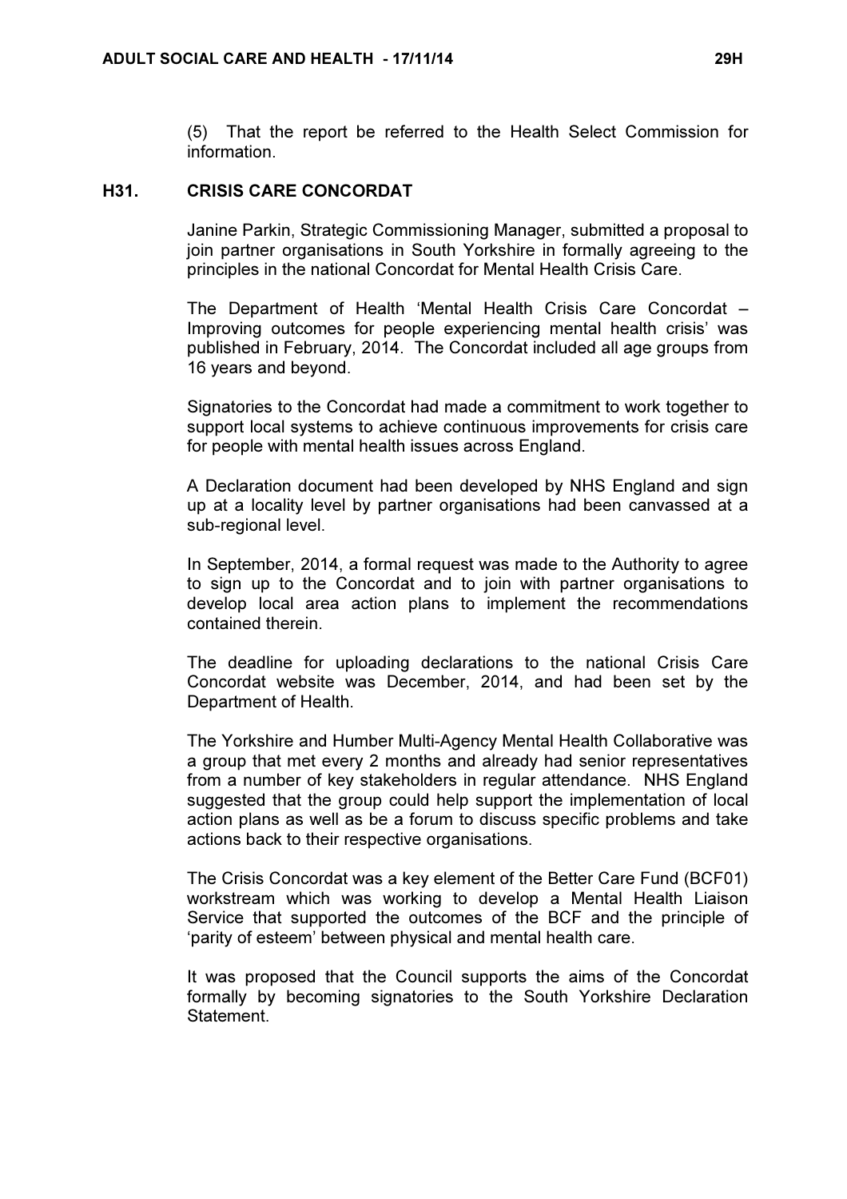(5) That the report be referred to the Health Select Commission for information.

## H31. CRISIS CARE CONCORDAT

Janine Parkin, Strategic Commissioning Manager, submitted a proposal to join partner organisations in South Yorkshire in formally agreeing to the principles in the national Concordat for Mental Health Crisis Care.

The Department of Health 'Mental Health Crisis Care Concordat – Improving outcomes for people experiencing mental health crisis' was published in February, 2014. The Concordat included all age groups from 16 years and beyond.

Signatories to the Concordat had made a commitment to work together to support local systems to achieve continuous improvements for crisis care for people with mental health issues across England.

A Declaration document had been developed by NHS England and sign up at a locality level by partner organisations had been canvassed at a sub-regional level.

In September, 2014, a formal request was made to the Authority to agree to sign up to the Concordat and to join with partner organisations to develop local area action plans to implement the recommendations contained therein.

The deadline for uploading declarations to the national Crisis Care Concordat website was December, 2014, and had been set by the Department of Health.

The Yorkshire and Humber Multi-Agency Mental Health Collaborative was a group that met every 2 months and already had senior representatives from a number of key stakeholders in regular attendance. NHS England suggested that the group could help support the implementation of local action plans as well as be a forum to discuss specific problems and take actions back to their respective organisations.

The Crisis Concordat was a key element of the Better Care Fund (BCF01) workstream which was working to develop a Mental Health Liaison Service that supported the outcomes of the BCF and the principle of 'parity of esteem' between physical and mental health care.

It was proposed that the Council supports the aims of the Concordat formally by becoming signatories to the South Yorkshire Declaration Statement.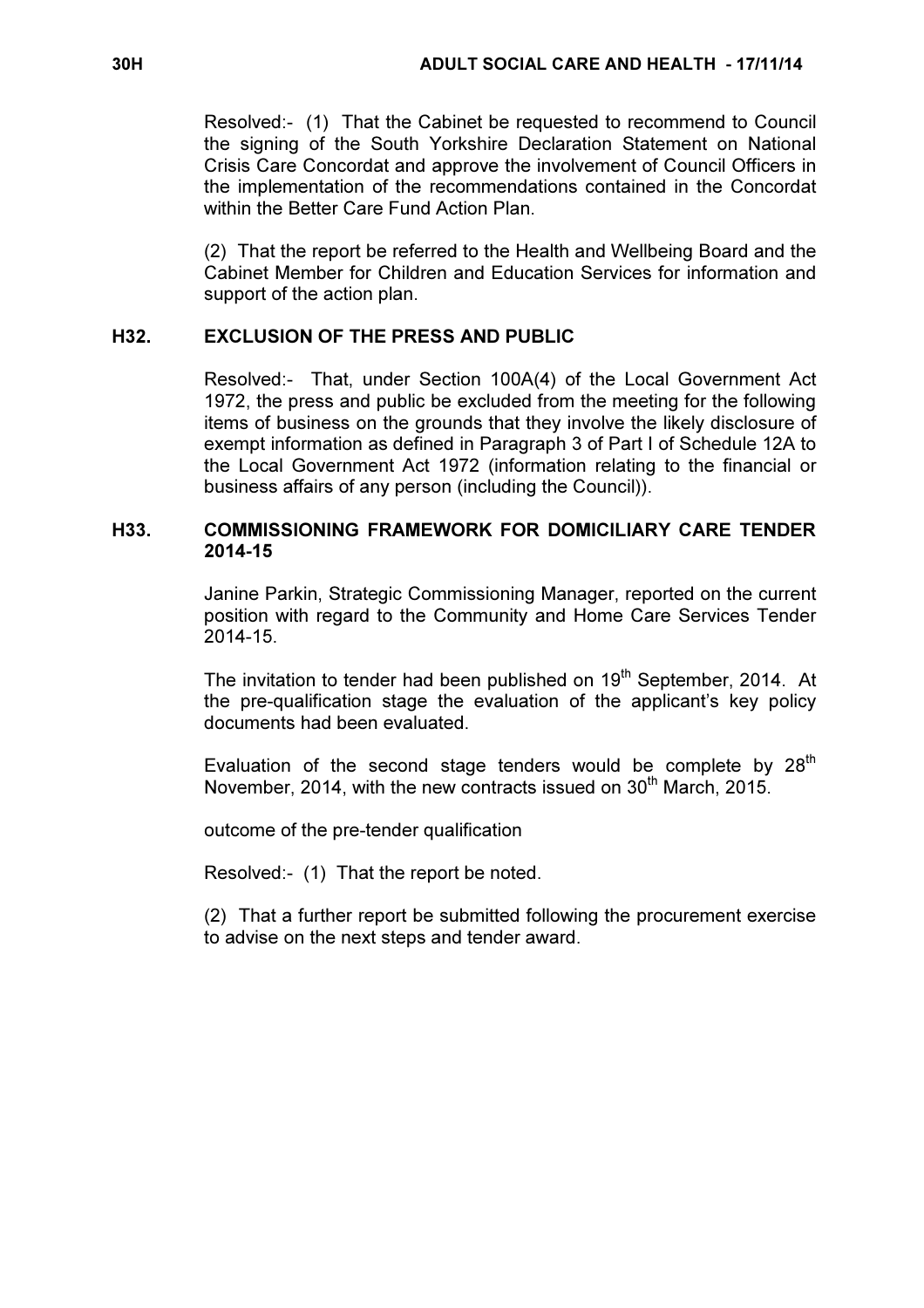Resolved:- (1) That the Cabinet be requested to recommend to Council the signing of the South Yorkshire Declaration Statement on National Crisis Care Concordat and approve the involvement of Council Officers in the implementation of the recommendations contained in the Concordat within the Better Care Fund Action Plan.

(2) That the report be referred to the Health and Wellbeing Board and the Cabinet Member for Children and Education Services for information and support of the action plan.

## H32. EXCLUSION OF THE PRESS AND PUBLIC

Resolved:- That, under Section 100A(4) of the Local Government Act 1972, the press and public be excluded from the meeting for the following items of business on the grounds that they involve the likely disclosure of exempt information as defined in Paragraph 3 of Part I of Schedule 12A to the Local Government Act 1972 (information relating to the financial or business affairs of any person (including the Council)).

## H33. COMMISSIONING FRAMEWORK FOR DOMICILIARY CARE TENDER 2014-15

Janine Parkin, Strategic Commissioning Manager, reported on the current position with regard to the Community and Home Care Services Tender 2014-15.

The invitation to tender had been published on 19th September, 2014. At the pre-qualification stage the evaluation of the applicant's key policy documents had been evaluated.

Evaluation of the second stage tenders would be complete by 28th November, 2014, with the new contracts issued on 30th March, 2015.

outcome of the pre-tender qualification

Resolved:- (1) That the report be noted.

(2) That a further report be submitted following the procurement exercise to advise on the next steps and tender award.